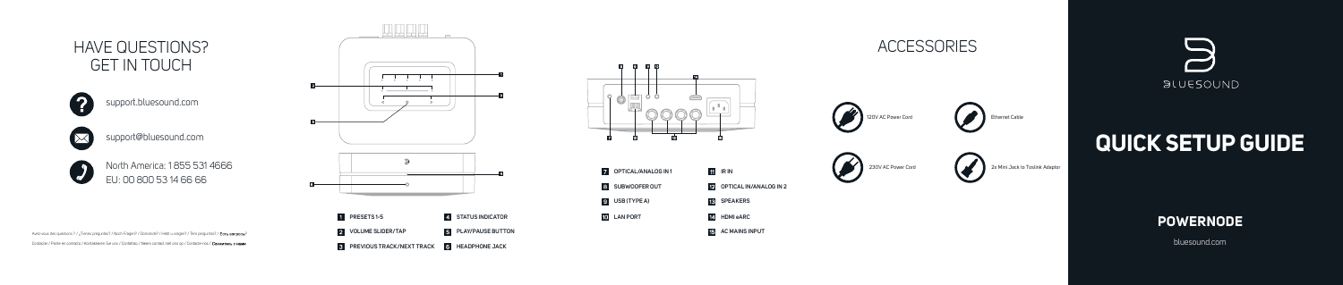## HAVE QUESTIONS? GET IN TOUCH

support.bluesound.com

support@bluesound.com

North America: 1 855 531 4666
EU: 00 800 53 14 66 66

Avez-vous des questions ? / ¿Tienes preguntas? / Noch Fragen? / Domande? / Heeft u vragen? / Tem perguntas? / Есть вопросы?
Contactez / Ponte en contacto / Kontaktieren Sie uns / Contattaci / Neem contact met ons op / Contacte-nos / Свяжитесь с нами

| | | | |
|---|---|---|---|
| 1 | PRESETS 1-5 | 4 | STATUS INDICATOR |
| 2 | VOLUME SLIDER/TAP | 5 | PLAY/PAUSE BUTTON |
| 3 | PREVIOUS TRACK/NEXT TRACK | 6 | HEADPHONE JACK |

| | | | |
|---|---|---|---|
| 7 | OPTICAL/ANALOG IN 1 | 11 | IR IN |
| 8 | SUBWOOFER OUT | 12 | OPTICAL IN/ANALOG IN 2 |
| 9 | USB (TYPE A) | 13 | SPEAKERS |
| 10 | LAN PORT | 14 | HDMI eARC |
| | | 15 | AC MAINS INPUT |

## ACCESSORIES

- 120V AC Power Cord
- Ethernet Cable
- 230V AC Power Cord
- 2x Mini Jack to Toslink Adaptor

BLUESOUND

# QUICK SETUP GUIDE

## POWERNODE

bluesound.com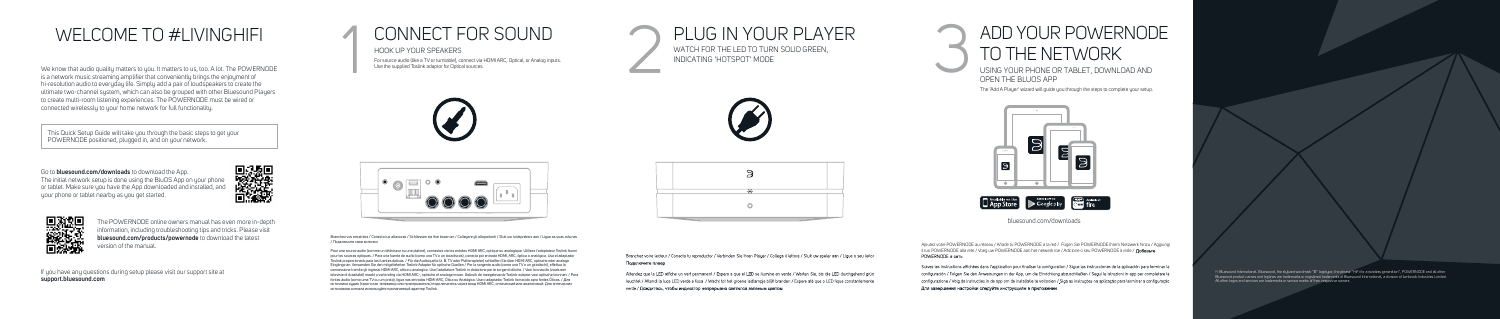# WELCOME TO #LIVINGHIFI

We know that audio quality matters to you. It matters to us, too. A lot. The POWERNODE is a network music streaming amplifier that conveniently brings the enjoyment of hi-resolution audio to everyday life. Simply add a pair of loudspeakers to create the ultimate two-channel system, which can also be grouped with other Bluesound Players to create multi-room listening experiences. The POWERNODE must be wired or connected wirelessly to your home network for full functionality.

This Quick Setup Guide will take you through the basic steps to get your POWERNODE positioned, plugged in, and on your network.

Go to **bluesound.com/downloads** to download the App. The initial network setup is done using the BluOS App on your phone or tablet. Make sure you have the App downloaded and installed, and your phone or tablet nearby as you get started.

The POWERNODE online owners manual has even more in-depth information, including troubleshooting tips and tricks. Please visit **bluesound.com/products/powernode** to download the latest version of the manual.

If you have any questions during setup please visit our support site at **support.bluesound.com**

# 1 CONNECT FOR SOUND

## HOOK UP YOUR SPEAKERS

For source audio (like a TV or turntable), connect via HDMI ARC, Optical, or Analog inputs. Use the supplied Toslink adaptor for Optical sources.

Branchez vos enceintes / Conecta tus altavoces / Schließen sie ihre boxen an / Collega gli altoparlanti / Sluit uw luidsprekers aan / Ligue as suas colunas / Подключите свои колонки

# 2 PLUG IN YOUR PLAYER

## WATCH FOR THE LED TO TURN SOLID GREEN, INDICATING 'HOTSPOT' MODE

Branchez votre lecteur / Conecta tu reproductor / Verbinden Sie Ihren Player / Collega il lettore / Sluit uw speler aan / Ligue o seu leitor / Подключите плеер

Attendez que la LED affiche un vert permanent / Espera a que el LED se ilumine en verde / Warten Sie, bis die LED durchgehend grün leuchtet / Attendi che la LED verde si fissa / Wacht tot het groene ledlampje blijft branden / Espere até que o LED fique constantemente verde / Убедитесь, чтобы индикатор непрерывно светился зеленым цветом

# 3 ADD YOUR POWERNODE TO THE NETWORK

## USING YOUR PHONE OR TABLET, DOWNLOAD AND OPEN THE BLUOS APP

The 'Add A Player' wizard will guide you through the steps to complete your setup.

bluesound.com/downloads

Ajoutez votre POWERNODE au réseau / Añade tu POWERNODE a la red / Fügen Sie POWERNODE Ihrem Netzwerk hinzu / Aggiungi il tuo POWERNODE alla rete / Voeg uw POWERNODE aan het netwerk toe / Adicione o seu POWERNODE à rede / **Добавьте POWERNODE в сеть**

Suivez les instructions affichées dans l'application pour finaliser la configuration / Sigue las instrucciones de la aplicación para terminar la configuración / Folgen Sie den Anweisungen in der App, um die Einrichtung abzuschließen / Segui le istruzioni in app per completare la configurazione / Volg de instructies in de app om de installatie te voltooien / Siga as instruções na aplicação para terminar a configuração / **Для завершения настройки следуйте инструкциям в приложении**